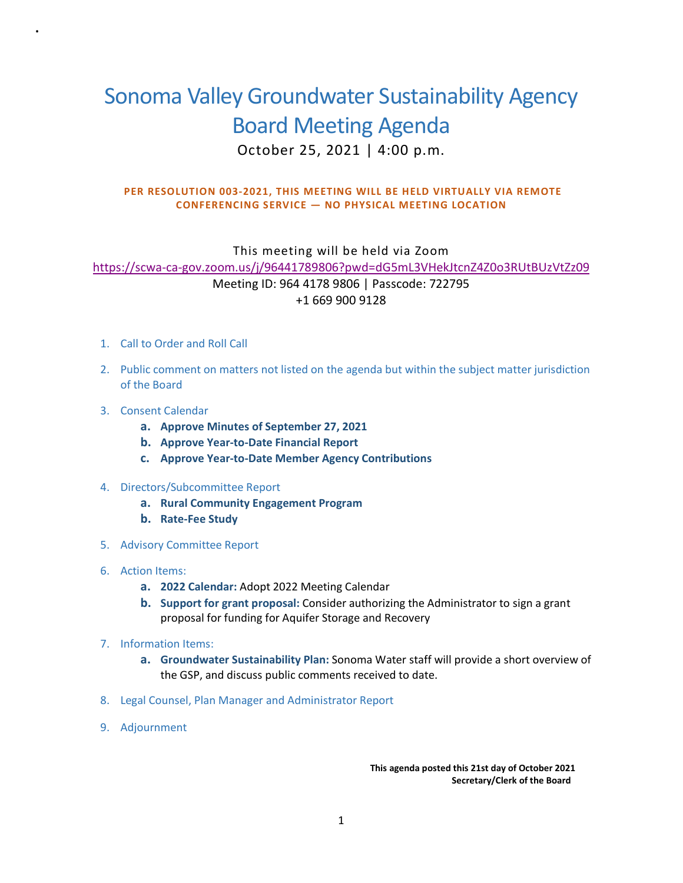# Sonoma Valley Groundwater Sustainability Agency Board Meeting Agenda

October 25, 2021 | 4:00 p.m.

**PER RESOLUTION 003-2021, THIS MEETING WILL BE HELD VIRTUALLY VIA REMOTE CONFERENCING SERVICE — NO PHYSICAL MEETING LOCATION**

This meeting will be held via Zoom

https://scwa-ca-gov.zoom.us/j/96441789806?pwd=dG5mL3VHekJtcnZ4Z0o3RUtBUzVtZz09

Meeting ID: 964 4178 9806 | Passcode: 722795

+1 669 900 9128

1. Call to Order and Roll Call
2. Public comment on matters not listed on the agenda but within the subject matter jurisdiction of the Board
3. Consent Calendar
   a. **Approve Minutes of September 27, 2021**
   b. **Approve Year-to-Date Financial Report**
   c. **Approve Year-to-Date Member Agency Contributions**
4. Directors/Subcommittee Report
   a. **Rural Community Engagement Program**
   b. **Rate-Fee Study**
5. Advisory Committee Report
6. Action Items:
   a. **2022 Calendar:** Adopt 2022 Meeting Calendar
   b. **Support for grant proposal:** Consider authorizing the Administrator to sign a grant proposal for funding for Aquifer Storage and Recovery
7. Information Items:
   a. **Groundwater Sustainability Plan:** Sonoma Water staff will provide a short overview of the GSP, and discuss public comments received to date.
8. Legal Counsel, Plan Manager and Administrator Report
9. Adjournment

**This agenda posted this 21st day of October 2021**
**Secretary/Clerk of the Board**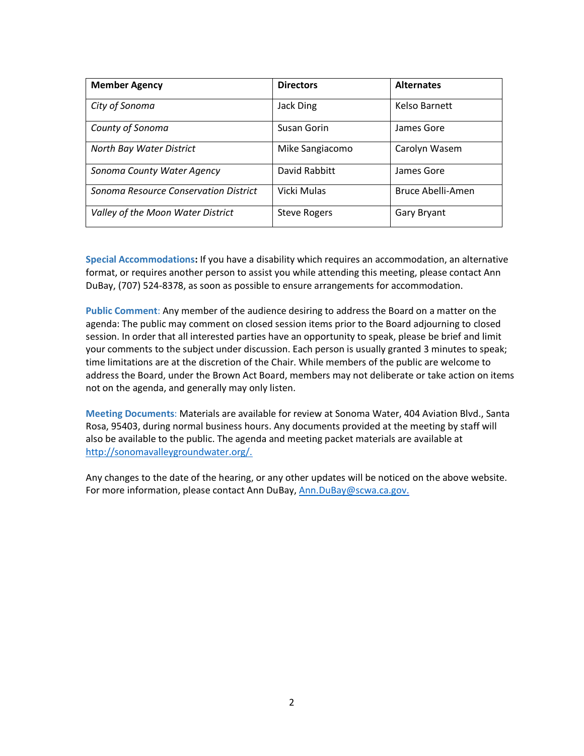| Member Agency | Directors | Alternates |
|---|---|---|
| *City of Sonoma* | Jack Ding | Kelso Barnett |
| *County of Sonoma* | Susan Gorin | James Gore |
| *North Bay Water District* | Mike Sangiacomo | Carolyn Wasem |
| *Sonoma County Water Agency* | David Rabbitt | James Gore |
| *Sonoma Resource Conservation District* | Vicki Mulas | Bruce Abelli-Amen |
| *Valley of the Moon Water District* | Steve Rogers | Gary Bryant |

**Special Accommodations:** If you have a disability which requires an accommodation, an alternative format, or requires another person to assist you while attending this meeting, please contact Ann DuBay, (707) 524-8378, as soon as possible to ensure arrangements for accommodation.

**Public Comment**: Any member of the audience desiring to address the Board on a matter on the agenda: The public may comment on closed session items prior to the Board adjourning to closed session. In order that all interested parties have an opportunity to speak, please be brief and limit your comments to the subject under discussion. Each person is usually granted 3 minutes to speak; time limitations are at the discretion of the Chair. While members of the public are welcome to address the Board, under the Brown Act Board, members may not deliberate or take action on items not on the agenda, and generally may only listen.

**Meeting Documents**: Materials are available for review at Sonoma Water, 404 Aviation Blvd., Santa Rosa, 95403, during normal business hours. Any documents provided at the meeting by staff will also be available to the public. The agenda and meeting packet materials are available at http://sonomavalleygroundwater.org/.

Any changes to the date of the hearing, or any other updates will be noticed on the above website. For more information, please contact Ann DuBay, Ann.DuBay@scwa.ca.gov.